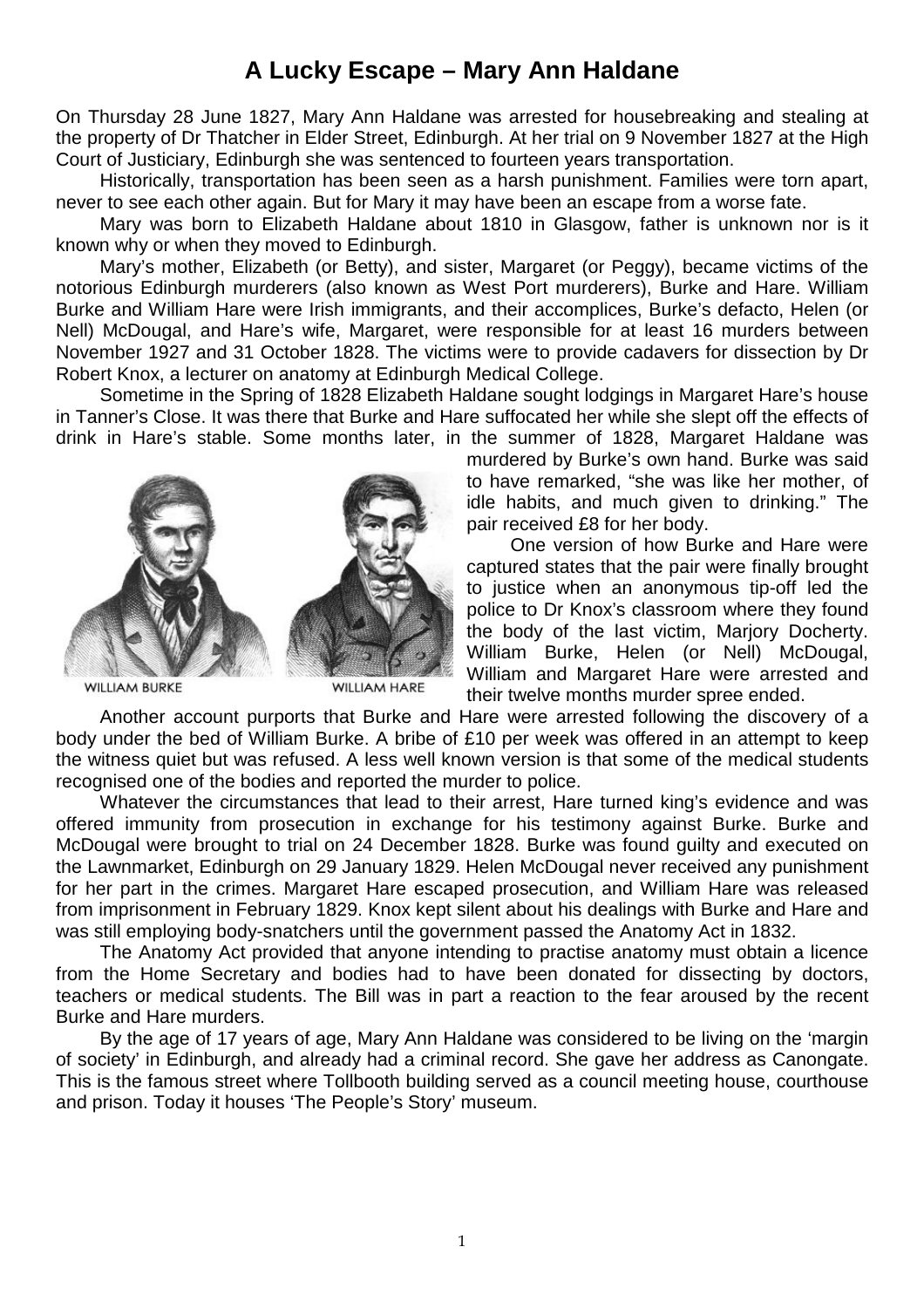# A Lucky Escape – Mary Ann Haldane

On Thursday 28 June 1827, Mary Ann Haldane was arrested for housebreaking and stealing at the property of Dr Thatcher in Elder Street, Edinburgh. At her trial on 9 November 1827 at the High Court of Justiciary, Edinburgh she was sentenced to fourteen years transportation.

Historically, transportation has been seen as a harsh punishment. Families were torn apart, never to see each other again. But for Mary it may have been an escape from a worse fate.

Mary was born to Elizabeth Haldane about 1810 in Glasgow, father is unknown nor is it known why or when they moved to Edinburgh.

Mary's mother, Elizabeth (or Betty), and sister, Margaret (or Peggy), became victims of the notorious Edinburgh murderers (also known as West Port murderers), Burke and Hare. William Burke and William Hare were Irish immigrants, and their accomplices, Burke's defacto, Helen (or Nell) McDougal, and Hare's wife, Margaret, were responsible for at least 16 murders between November 1927 and 31 October 1828. The victims were to provide cadavers for dissection by Dr Robert Knox, a lecturer on anatomy at Edinburgh Medical College.

Sometime in the Spring of 1828 Elizabeth Haldane sought lodgings in Margaret Hare's house in Tanner's Close. It was there that Burke and Hare suffocated her while she slept off the effects of drink in Hare's stable. Some months later, in the summer of 1828, Margaret Haldane was murdered by Burke's own hand. Burke was said to have remarked, "she was like her mother, of idle habits, and much given to drinking." The pair received £8 for her body.

WILLIAM BURKE    WILLIAM HARE

One version of how Burke and Hare were captured states that the pair were finally brought to justice when an anonymous tip-off led the police to Dr Knox's classroom where they found the body of the last victim, Marjory Docherty. William Burke, Helen (or Nell) McDougal, William and Margaret Hare were arrested and their twelve months murder spree ended.

Another account purports that Burke and Hare were arrested following the discovery of a body under the bed of William Burke. A bribe of £10 per week was offered in an attempt to keep the witness quiet but was refused. A less well known version is that some of the medical students recognised one of the bodies and reported the murder to police.

Whatever the circumstances that lead to their arrest, Hare turned king's evidence and was offered immunity from prosecution in exchange for his testimony against Burke. Burke and McDougal were brought to trial on 24 December 1828. Burke was found guilty and executed on the Lawnmarket, Edinburgh on 29 January 1829. Helen McDougal never received any punishment for her part in the crimes. Margaret Hare escaped prosecution, and William Hare was released from imprisonment in February 1829. Knox kept silent about his dealings with Burke and Hare and was still employing body-snatchers until the government passed the Anatomy Act in 1832.

The Anatomy Act provided that anyone intending to practise anatomy must obtain a licence from the Home Secretary and bodies had to have been donated for dissecting by doctors, teachers or medical students. The Bill was in part a reaction to the fear aroused by the recent Burke and Hare murders.

By the age of 17 years of age, Mary Ann Haldane was considered to be living on the 'margin of society' in Edinburgh, and already had a criminal record. She gave her address as Canongate. This is the famous street where Tollbooth building served as a council meeting house, courthouse and prison. Today it houses 'The People's Story' museum.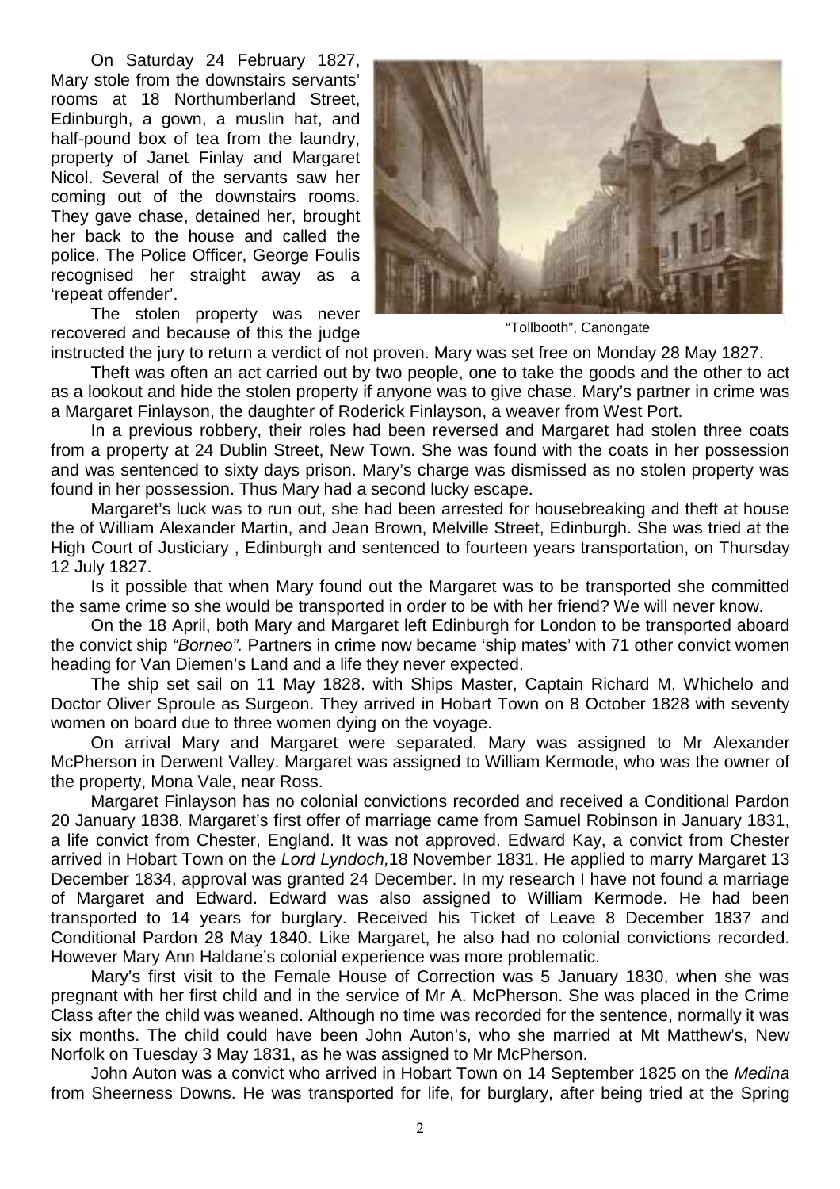On Saturday 24 February 1827, Mary stole from the downstairs servants' rooms at 18 Northumberland Street, Edinburgh, a gown, a muslin hat, and half-pound box of tea from the laundry, property of Janet Finlay and Margaret Nicol. Several of the servants saw her coming out of the downstairs rooms. They gave chase, detained her, brought her back to the house and called the police. The Police Officer, George Foulis recognised her straight away as a 'repeat offender'.

The stolen property was never recovered and because of this the judge instructed the jury to return a verdict of not proven. Mary was set free on Monday 28 May 1827.

"Tollbooth", Canongate

Theft was often an act carried out by two people, one to take the goods and the other to act as a lookout and hide the stolen property if anyone was to give chase. Mary's partner in crime was a Margaret Finlayson, the daughter of Roderick Finlayson, a weaver from West Port.

In a previous robbery, their roles had been reversed and Margaret had stolen three coats from a property at 24 Dublin Street, New Town. She was found with the coats in her possession and was sentenced to sixty days prison. Mary's charge was dismissed as no stolen property was found in her possession. Thus Mary had a second lucky escape.

Margaret's luck was to run out, she had been arrested for housebreaking and theft at house the of William Alexander Martin, and Jean Brown, Melville Street, Edinburgh. She was tried at the High Court of Justiciary , Edinburgh and sentenced to fourteen years transportation, on Thursday 12 July 1827.

Is it possible that when Mary found out the Margaret was to be transported she committed the same crime so she would be transported in order to be with her friend? We will never know.

On the 18 April, both Mary and Margaret left Edinburgh for London to be transported aboard the convict ship *"Borneo".* Partners in crime now became 'ship mates' with 71 other convict women heading for Van Diemen's Land and a life they never expected.

The ship set sail on 11 May 1828. with Ships Master, Captain Richard M. Whichelo and Doctor Oliver Sproule as Surgeon. They arrived in Hobart Town on 8 October 1828 with seventy women on board due to three women dying on the voyage.

On arrival Mary and Margaret were separated. Mary was assigned to Mr Alexander McPherson in Derwent Valley. Margaret was assigned to William Kermode, who was the owner of the property, Mona Vale, near Ross.

Margaret Finlayson has no colonial convictions recorded and received a Conditional Pardon 20 January 1838. Margaret's first offer of marriage came from Samuel Robinson in January 1831, a life convict from Chester, England. It was not approved. Edward Kay, a convict from Chester arrived in Hobart Town on the *Lord Lyndoch,*18 November 1831. He applied to marry Margaret 13 December 1834, approval was granted 24 December. In my research I have not found a marriage of Margaret and Edward. Edward was also assigned to William Kermode. He had been transported to 14 years for burglary. Received his Ticket of Leave 8 December 1837 and Conditional Pardon 28 May 1840. Like Margaret, he also had no colonial convictions recorded. However Mary Ann Haldane's colonial experience was more problematic.

Mary's first visit to the Female House of Correction was 5 January 1830, when she was pregnant with her first child and in the service of Mr A. McPherson. She was placed in the Crime Class after the child was weaned. Although no time was recorded for the sentence, normally it was six months. The child could have been John Auton's, who she married at Mt Matthew's, New Norfolk on Tuesday 3 May 1831, as he was assigned to Mr McPherson.

John Auton was a convict who arrived in Hobart Town on 14 September 1825 on the *Medina* from Sheerness Downs. He was transported for life, for burglary, after being tried at the Spring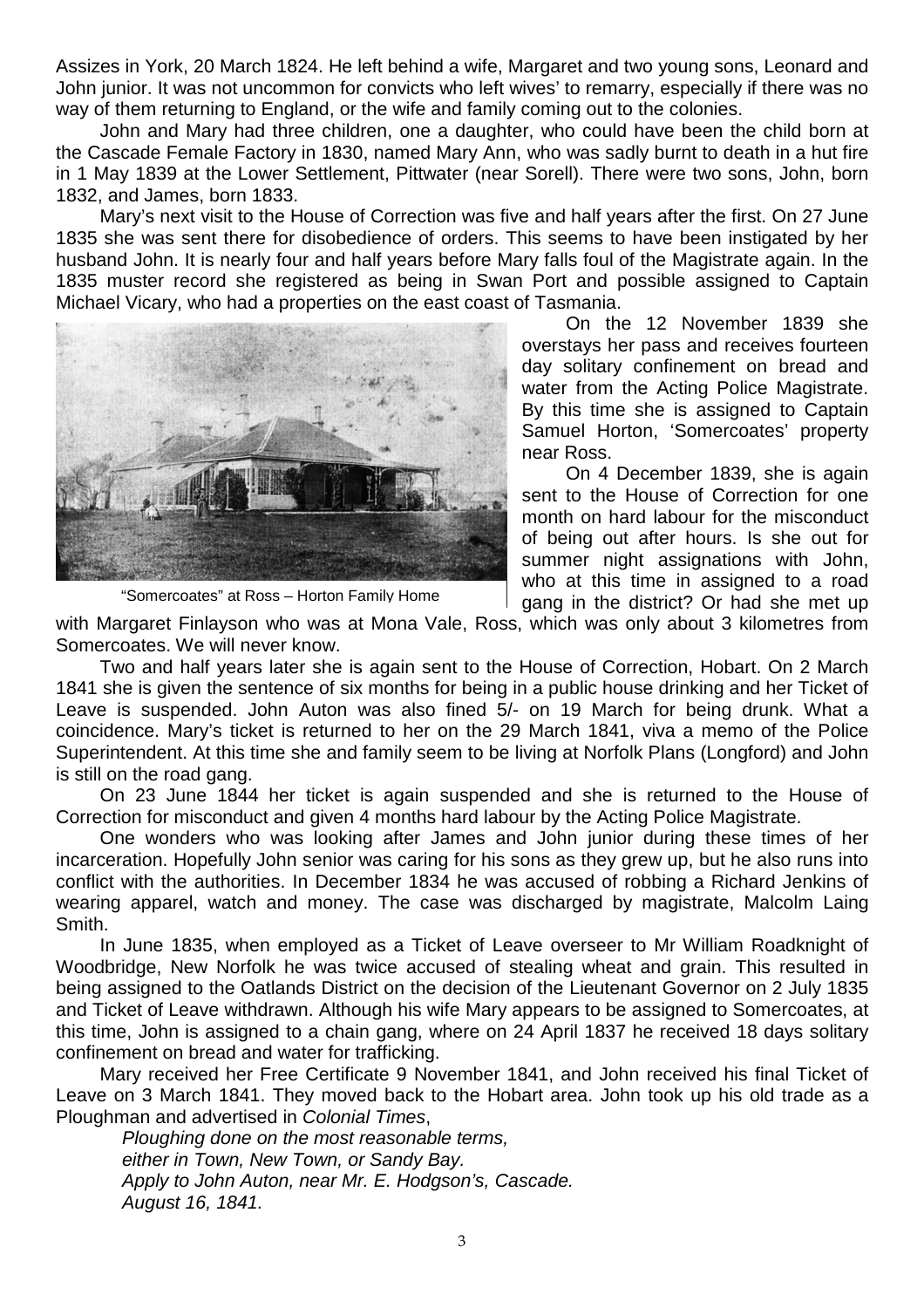Assizes in York, 20 March 1824. He left behind a wife, Margaret and two young sons, Leonard and John junior. It was not uncommon for convicts who left wives' to remarry, especially if there was no way of them returning to England, or the wife and family coming out to the colonies.

John and Mary had three children, one a daughter, who could have been the child born at the Cascade Female Factory in 1830, named Mary Ann, who was sadly burnt to death in a hut fire in 1 May 1839 at the Lower Settlement, Pittwater (near Sorell). There were two sons, John, born 1832, and James, born 1833.

Mary's next visit to the House of Correction was five and half years after the first. On 27 June 1835 she was sent there for disobedience of orders. This seems to have been instigated by her husband John. It is nearly four and half years before Mary falls foul of the Magistrate again. In the 1835 muster record she registered as being in Swan Port and possible assigned to Captain Michael Vicary, who had a properties on the east coast of Tasmania.

"Somercoates" at Ross – Horton Family Home

On the 12 November 1839 she overstays her pass and receives fourteen day solitary confinement on bread and water from the Acting Police Magistrate. By this time she is assigned to Captain Samuel Horton, 'Somercoates' property near Ross.

On 4 December 1839, she is again sent to the House of Correction for one month on hard labour for the misconduct of being out after hours. Is she out for summer night assignations with John, who at this time in assigned to a road gang in the district? Or had she met up with Margaret Finlayson who was at Mona Vale, Ross, which was only about 3 kilometres from Somercoates. We will never know.

Two and half years later she is again sent to the House of Correction, Hobart. On 2 March 1841 she is given the sentence of six months for being in a public house drinking and her Ticket of Leave is suspended. John Auton was also fined 5/- on 19 March for being drunk. What a coincidence. Mary's ticket is returned to her on the 29 March 1841, viva a memo of the Police Superintendent. At this time she and family seem to be living at Norfolk Plans (Longford) and John is still on the road gang.

On 23 June 1844 her ticket is again suspended and she is returned to the House of Correction for misconduct and given 4 months hard labour by the Acting Police Magistrate.

One wonders who was looking after James and John junior during these times of her incarceration. Hopefully John senior was caring for his sons as they grew up, but he also runs into conflict with the authorities. In December 1834 he was accused of robbing a Richard Jenkins of wearing apparel, watch and money. The case was discharged by magistrate, Malcolm Laing Smith.

In June 1835, when employed as a Ticket of Leave overseer to Mr William Roadknight of Woodbridge, New Norfolk he was twice accused of stealing wheat and grain. This resulted in being assigned to the Oatlands District on the decision of the Lieutenant Governor on 2 July 1835 and Ticket of Leave withdrawn. Although his wife Mary appears to be assigned to Somercoates, at this time, John is assigned to a chain gang, where on 24 April 1837 he received 18 days solitary confinement on bread and water for trafficking.

Mary received her Free Certificate 9 November 1841, and John received his final Ticket of Leave on 3 March 1841. They moved back to the Hobart area. John took up his old trade as a Ploughman and advertised in *Colonial Times*,

> *Ploughing done on the most reasonable terms,*
> *either in Town, New Town, or Sandy Bay.*
> *Apply to John Auton, near Mr. E. Hodgson's, Cascade.*
> *August 16, 1841.*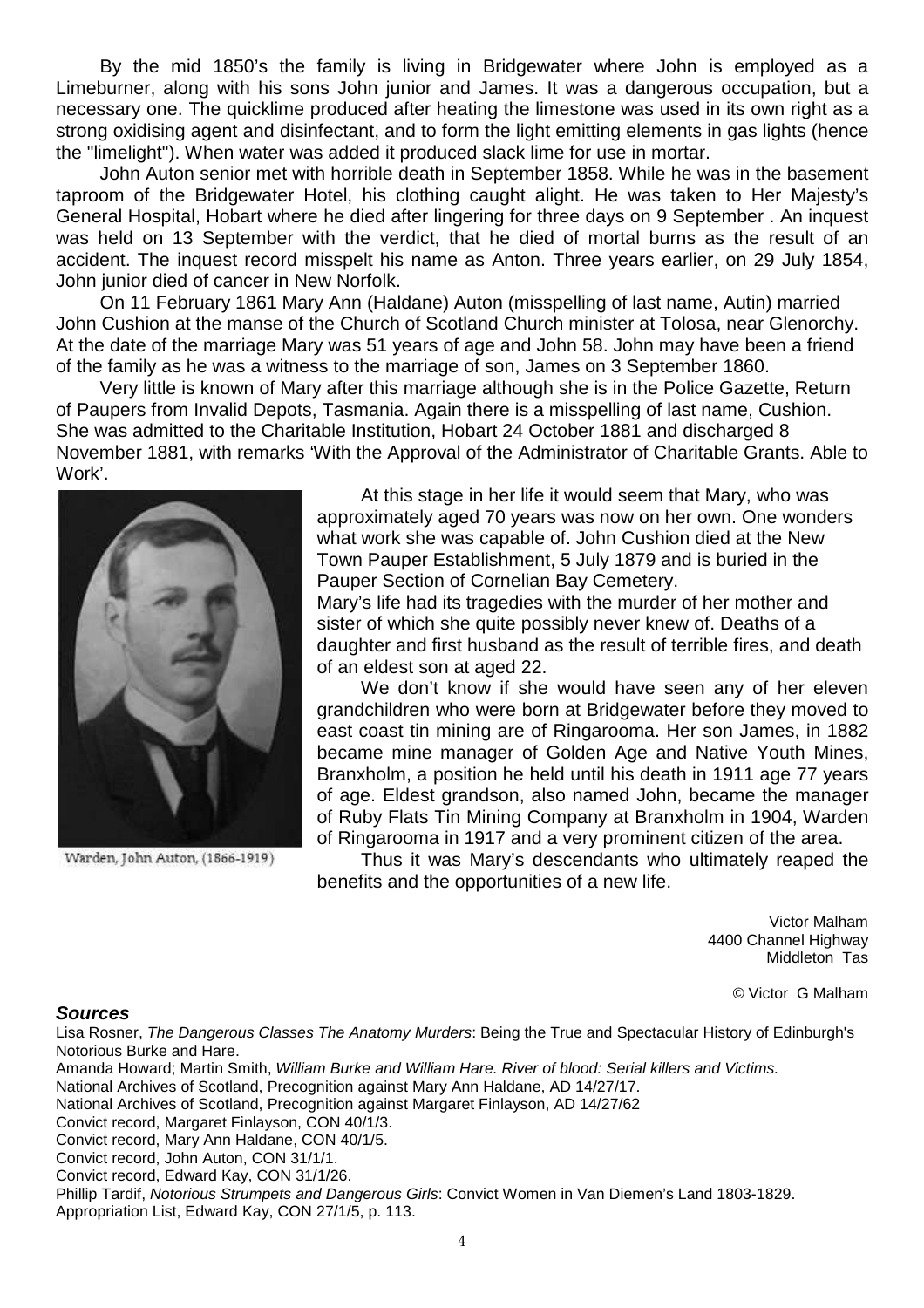By the mid 1850's the family is living in Bridgewater where John is employed as a Limeburner, along with his sons John junior and James. It was a dangerous occupation, but a necessary one. The quicklime produced after heating the limestone was used in its own right as a strong oxidising agent and disinfectant, and to form the light emitting elements in gas lights (hence the "limelight"). When water was added it produced slack lime for use in mortar.

John Auton senior met with horrible death in September 1858. While he was in the basement taproom of the Bridgewater Hotel, his clothing caught alight. He was taken to Her Majesty's General Hospital, Hobart where he died after lingering for three days on 9 September . An inquest was held on 13 September with the verdict, that he died of mortal burns as the result of an accident. The inquest record misspelt his name as Anton. Three years earlier, on 29 July 1854, John junior died of cancer in New Norfolk.

On 11 February 1861 Mary Ann (Haldane) Auton (misspelling of last name, Autin) married John Cushion at the manse of the Church of Scotland Church minister at Tolosa, near Glenorchy. At the date of the marriage Mary was 51 years of age and John 58. John may have been a friend of the family as he was a witness to the marriage of son, James on 3 September 1860.

Very little is known of Mary after this marriage although she is in the Police Gazette, Return of Paupers from Invalid Depots, Tasmania. Again there is a misspelling of last name, Cushion. She was admitted to the Charitable Institution, Hobart 24 October 1881 and discharged 8 November 1881, with remarks 'With the Approval of the Administrator of Charitable Grants. Able to Work'.

Warden, John Auton, (1866-1919)

At this stage in her life it would seem that Mary, who was approximately aged 70 years was now on her own. One wonders what work she was capable of. John Cushion died at the New Town Pauper Establishment, 5 July 1879 and is buried in the Pauper Section of Cornelian Bay Cemetery.

Mary's life had its tragedies with the murder of her mother and sister of which she quite possibly never knew of. Deaths of a daughter and first husband as the result of terrible fires, and death of an eldest son at aged 22.

We don't know if she would have seen any of her eleven grandchildren who were born at Bridgewater before they moved to east coast tin mining are of Ringarooma. Her son James, in 1882 became mine manager of Golden Age and Native Youth Mines, Branxholm, a position he held until his death in 1911 age 77 years of age. Eldest grandson, also named John, became the manager of Ruby Flats Tin Mining Company at Branxholm in 1904, Warden of Ringarooma in 1917 and a very prominent citizen of the area.

Thus it was Mary's descendants who ultimately reaped the benefits and the opportunities of a new life.

Victor Malham
4400 Channel Highway
Middleton Tas

© Victor G Malham

### *Sources*

Lisa Rosner, *The Dangerous Classes The Anatomy Murders*: Being the True and Spectacular History of Edinburgh's Notorious Burke and Hare.
Amanda Howard; Martin Smith, *William Burke and William Hare. River of blood: Serial killers and Victims.*
National Archives of Scotland, Precognition against Mary Ann Haldane, AD 14/27/17.
National Archives of Scotland, Precognition against Margaret Finlayson, AD 14/27/62
Convict record, Margaret Finlayson, CON 40/1/3.
Convict record, Mary Ann Haldane, CON 40/1/5.
Convict record, John Auton, CON 31/1/1.
Convict record, Edward Kay, CON 31/1/26.
Phillip Tardif, *Notorious Strumpets and Dangerous Girls*: Convict Women in Van Diemen's Land 1803-1829.
Appropriation List, Edward Kay, CON 27/1/5, p. 113.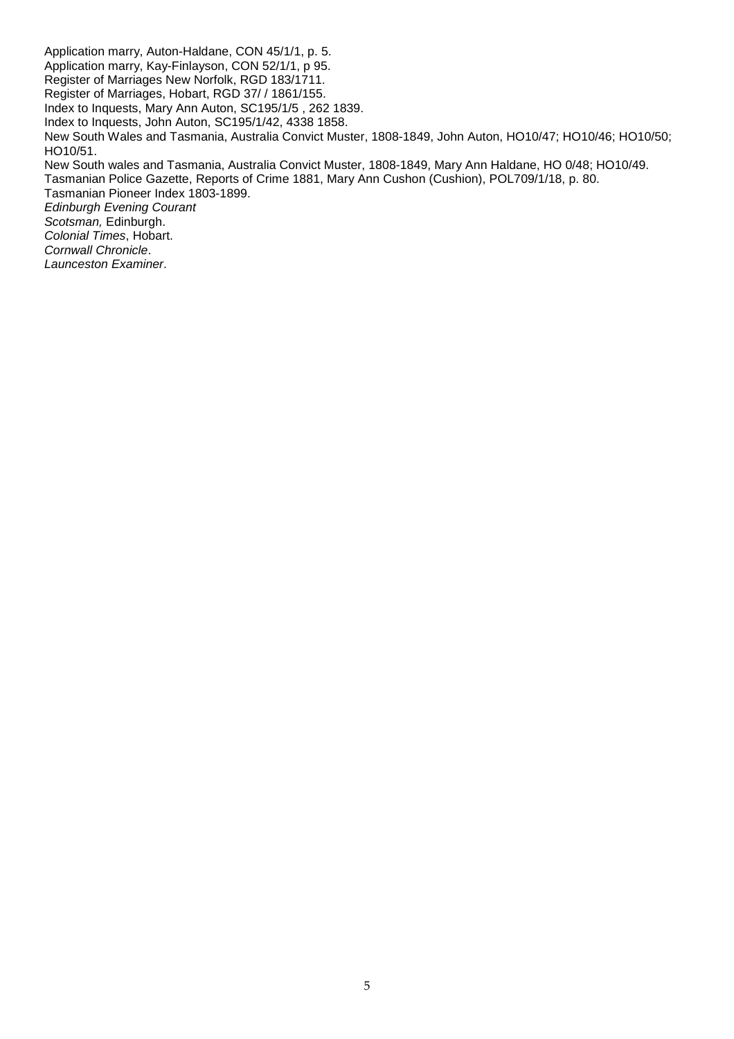Application marry, Auton-Haldane, CON 45/1/1, p. 5.
Application marry, Kay-Finlayson, CON 52/1/1, p 95.
Register of Marriages New Norfolk, RGD 183/1711.
Register of Marriages, Hobart, RGD 37/ / 1861/155.
Index to Inquests, Mary Ann Auton, SC195/1/5 , 262 1839.
Index to Inquests, John Auton, SC195/1/42, 4338 1858.
New South Wales and Tasmania, Australia Convict Muster, 1808-1849, John Auton, HO10/47; HO10/46; HO10/50; HO10/51.
New South wales and Tasmania, Australia Convict Muster, 1808-1849, Mary Ann Haldane, HO 0/48; HO10/49.
Tasmanian Police Gazette, Reports of Crime 1881, Mary Ann Cushon (Cushion), POL709/1/18, p. 80.
Tasmanian Pioneer Index 1803-1899.
*Edinburgh Evening Courant*
*Scotsman,* Edinburgh.
*Colonial Times*, Hobart.
*Cornwall Chronicle*.
*Launceston Examiner*.